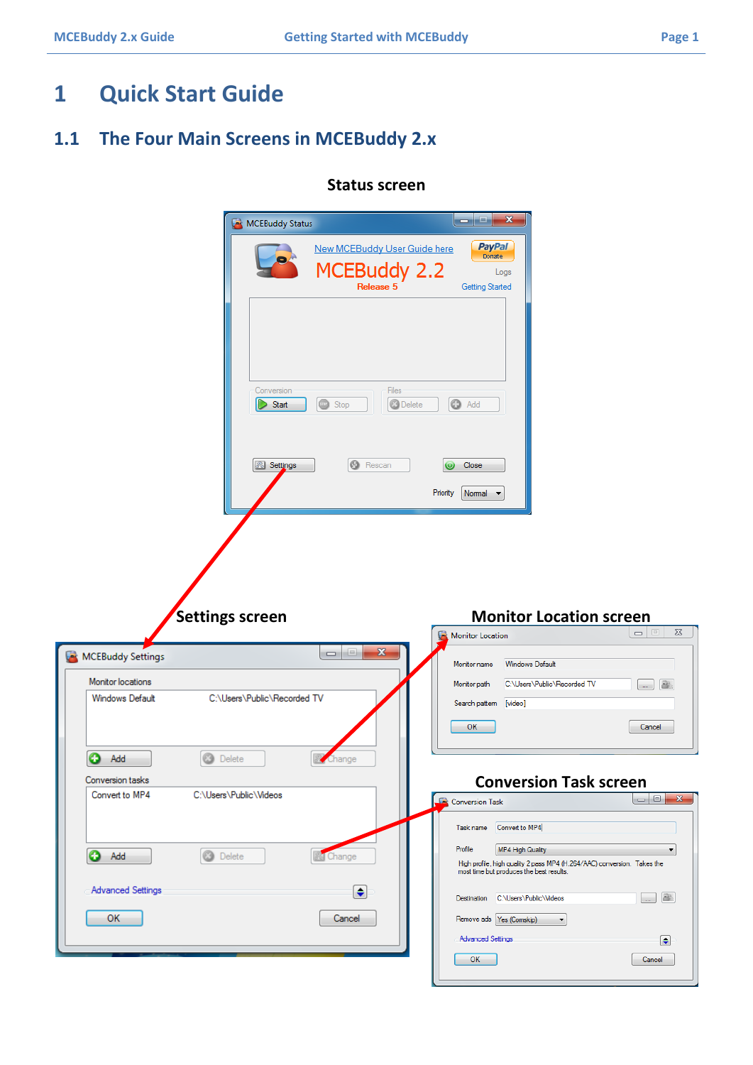# 1 Quick Start Guide

## 1.1 The Four Main Screens in MCEBuddy 2.x

**Status screen**

**Settings screen**

**Monitor Location screen**

**Conversion Task screen**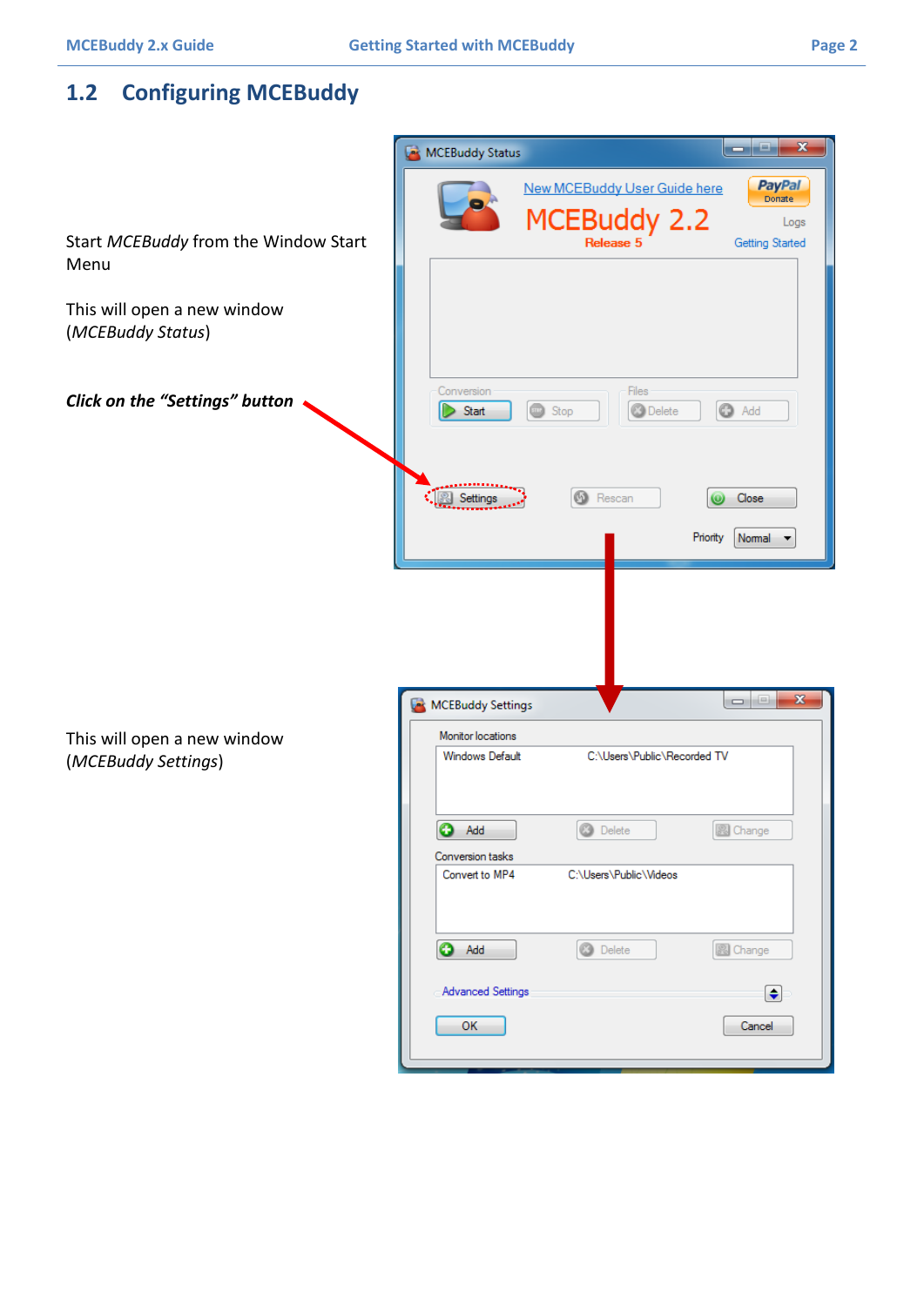## 1.2 Configuring MCEBuddy

Start *MCEBuddy* from the Window Start Menu

This will open a new window (*MCEBuddy Status*)

***Click on the "Settings" button***

This will open a new window (*MCEBuddy Settings*)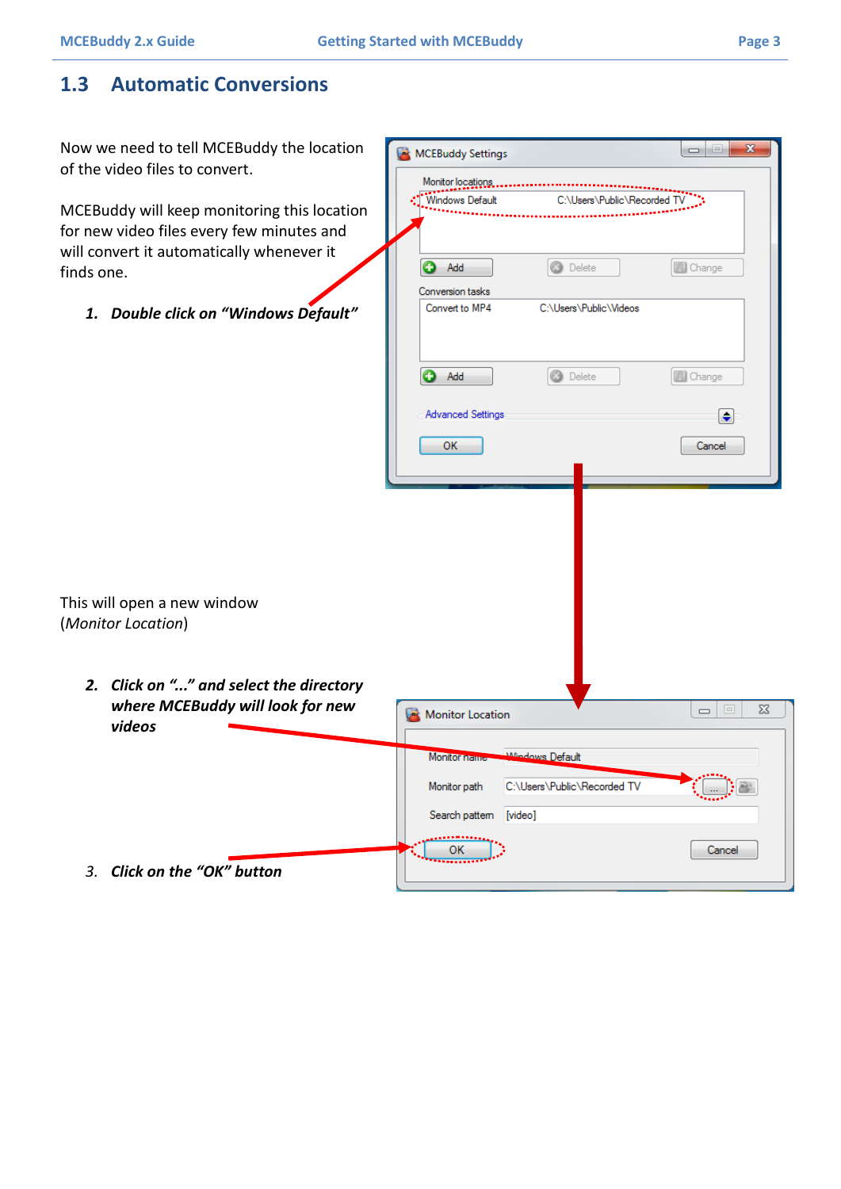## 1.3 Automatic Conversions

Now we need to tell MCEBuddy the location of the video files to convert.

MCEBuddy will keep monitoring this location for new video files every few minutes and will convert it automatically whenever it finds one.

1. ***Double click on "Windows Default"***

This will open a new window (*Monitor Location*)

2. ***Click on "..." and select the directory where MCEBuddy will look for new videos***

3. ***Click on the "OK" button***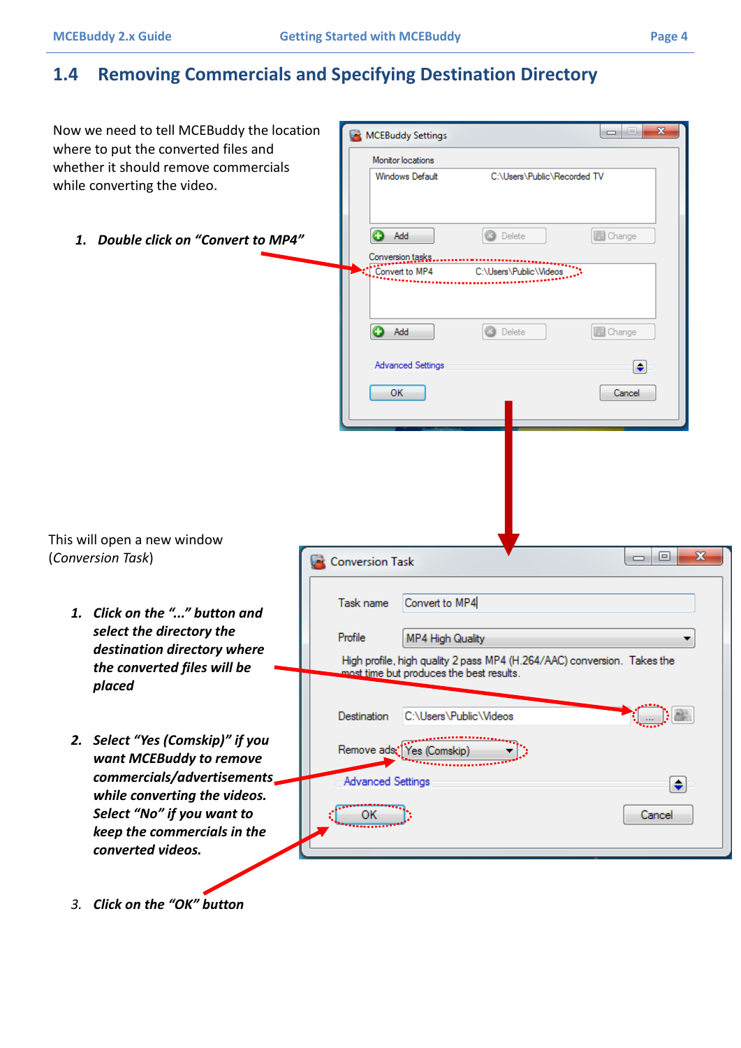## 1.4 Removing Commercials and Specifying Destination Directory

Now we need to tell MCEBuddy the location where to put the converted files and whether it should remove commercials while converting the video.

1. ***Double click on "Convert to MP4"***

This will open a new window (*Conversion Task*)

1. ***Click on the "..." button and select the directory the destination directory where the converted files will be placed***
2. ***Select "Yes (Comskip)" if you want MCEBuddy to remove commercials/advertisements while converting the videos. Select "No" if you want to keep the commercials in the converted videos.***
3. ***Click on the "OK" button***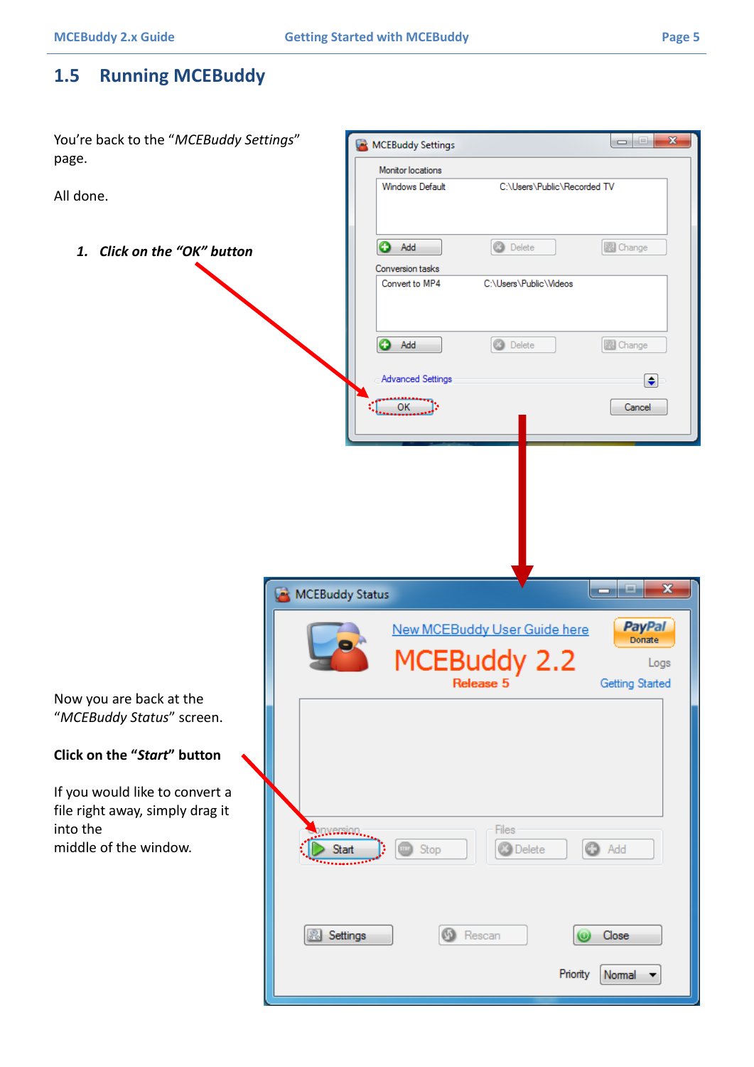## 1.5 Running MCEBuddy

You're back to the "*MCEBuddy Settings*" page.

All done.

1. ***Click on the "OK" button***

Now you are back at the "*MCEBuddy Status*" screen.

**Click on the "*Start*" button**

If you would like to convert a file right away, simply drag it into the middle of the window.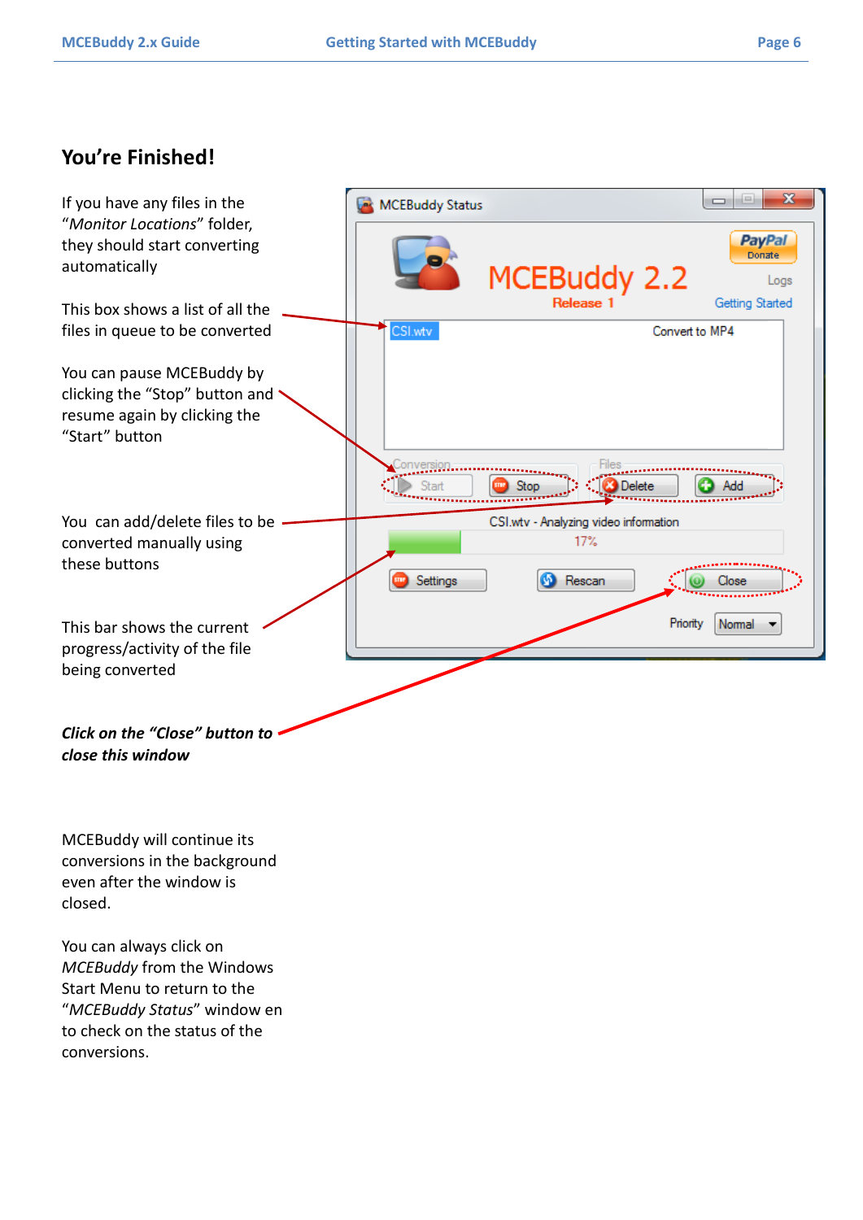## You’re Finished!

If you have any files in the “*Monitor Locations*” folder, they should start converting automatically

This box shows a list of all the files in queue to be converted

You can pause MCEBuddy by clicking the “Stop” button and resume again by clicking the “Start” button

You can add/delete files to be converted manually using these buttons

This bar shows the current progress/activity of the file being converted

***Click on the “Close” button to close this window***

MCEBuddy will continue its conversions in the background even after the window is closed.

You can always click on *MCEBuddy* from the Windows Start Menu to return to the “*MCEBuddy Status*” window en to check on the status of the conversions.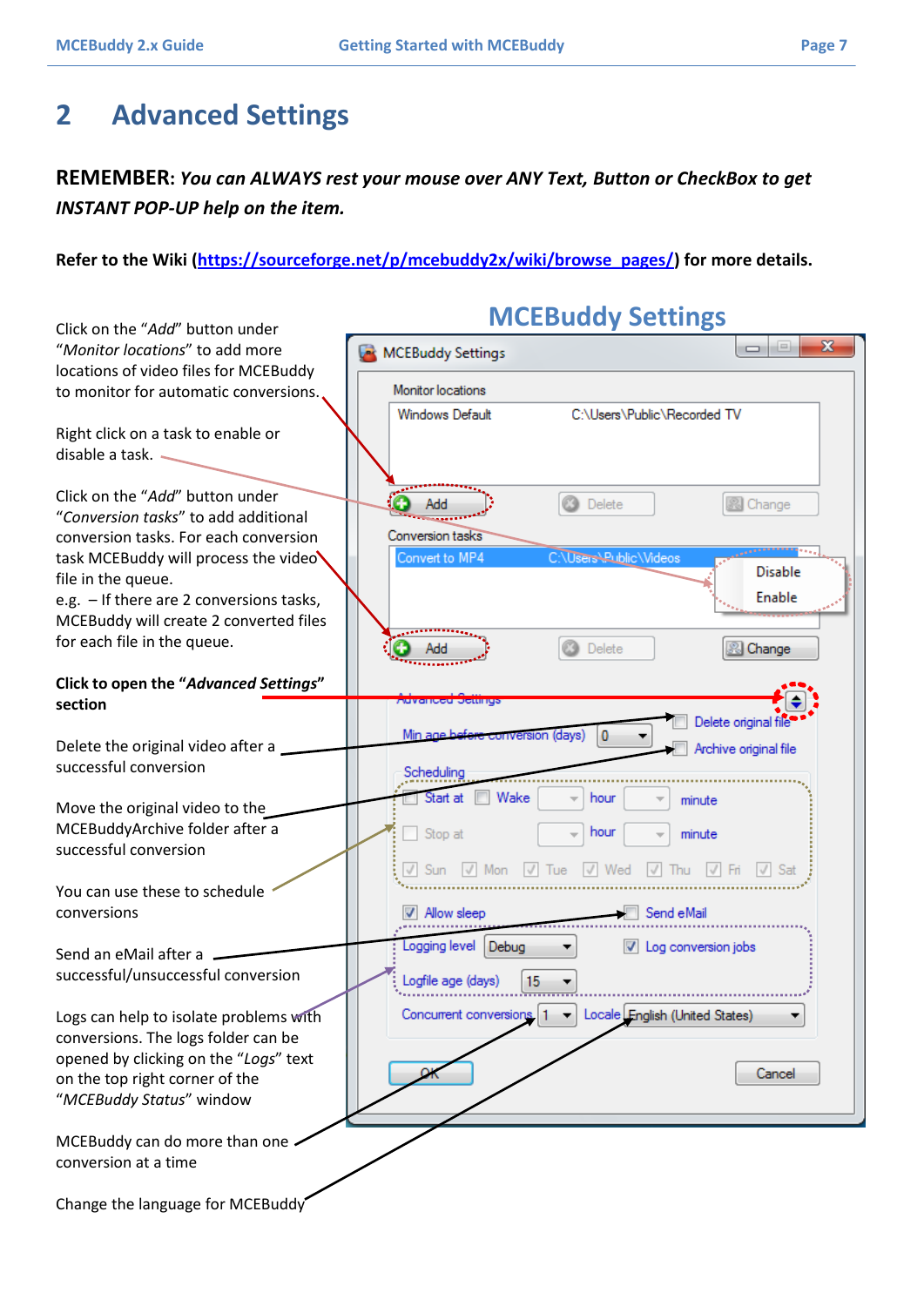# 2 Advanced Settings

**REMEMBER:** ***You can ALWAYS rest your mouse over ANY Text, Button or CheckBox to get INSTANT POP-UP help on the item.***

**Refer to the Wiki ([https://sourceforge.net/p/mcebuddy2x/wiki/browse_pages/](https://sourceforge.net/p/mcebuddy2x/wiki/browse_pages/)) for more details.**

## MCEBuddy Settings

Click on the "*Add*" button under "*Monitor locations*" to add more locations of video files for MCEBuddy to monitor for automatic conversions.

Right click on a task to enable or disable a task.

Click on the "*Add*" button under "*Conversion tasks*" to add additional conversion tasks. For each conversion task MCEBuddy will process the video file in the queue.
e.g. – If there are 2 conversions tasks, MCEBuddy will create 2 converted files for each file in the queue.

**Click to open the "*Advanced Settings*" section**

Delete the original video after a successful conversion

Move the original video to the MCEBuddyArchive folder after a successful conversion

You can use these to schedule conversions

Send an eMail after a successful/unsuccessful conversion

Logs can help to isolate problems with conversions. The logs folder can be opened by clicking on the "*Logs*" text on the top right corner of the "*MCEBuddy Status*" window

MCEBuddy can do more than one conversion at a time

Change the language for MCEBuddy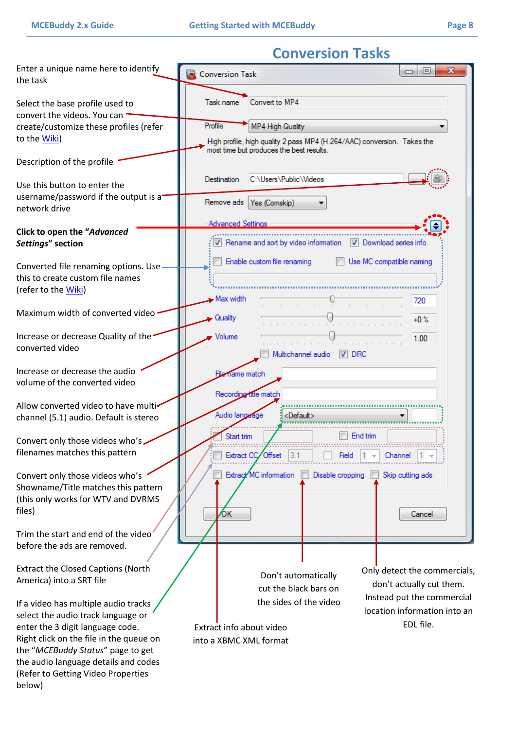## Conversion Tasks

Enter a unique name here to identify the task

Select the base profile used to convert the videos. You can create/customize these profiles (refer to the Wiki)

Description of the profile

Use this button to enter the username/password if the output is a network drive

**Click to open the "*Advanced Settings*" section**

Converted file renaming options. Use this to create custom file names (refer to the Wiki)

Maximum width of converted video

Increase or decrease Quality of the converted video

Increase or decrease the audio volume of the converted video

Allow converted video to have multi-channel (5.1) audio. Default is stereo

Convert only those videos who's filenames matches this pattern

Convert only those videos who's Showname/Title matches this pattern (this only works for WTV and DVRMS files)

Trim the start and end of the video before the ads are removed.

Extract the Closed Captions (North America) into a SRT file

If a video has multiple audio tracks select the audio track language or enter the 3 digit language code. Right click on the file in the queue on the "*MCEBuddy Status*" page to get the audio language details and codes (Refer to Getting Video Properties below)

Extract info about video into a XBMC XML format

Don't automatically cut the black bars on the sides of the video

Only detect the commercials, don't actually cut them. Instead put the commercial location information into an EDL file.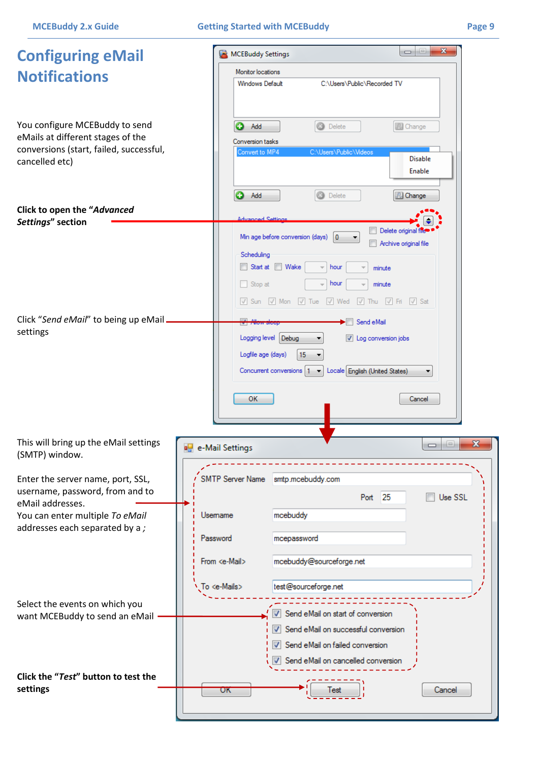# Configuring eMail Notifications

You configure MCEBuddy to send eMails at different stages of the conversions (start, failed, successful, cancelled etc)

**Click to open the "*Advanced Settings*" section**

Click "*Send eMail*" to being up eMail settings

This will bring up the eMail settings (SMTP) window.

Enter the server name, port, SSL, username, password, from and to eMail addresses.
You can enter multiple *To eMail* addresses each separated by a *;*

Select the events on which you want MCEBuddy to send an eMail

**Click the "*Test*" button to test the settings**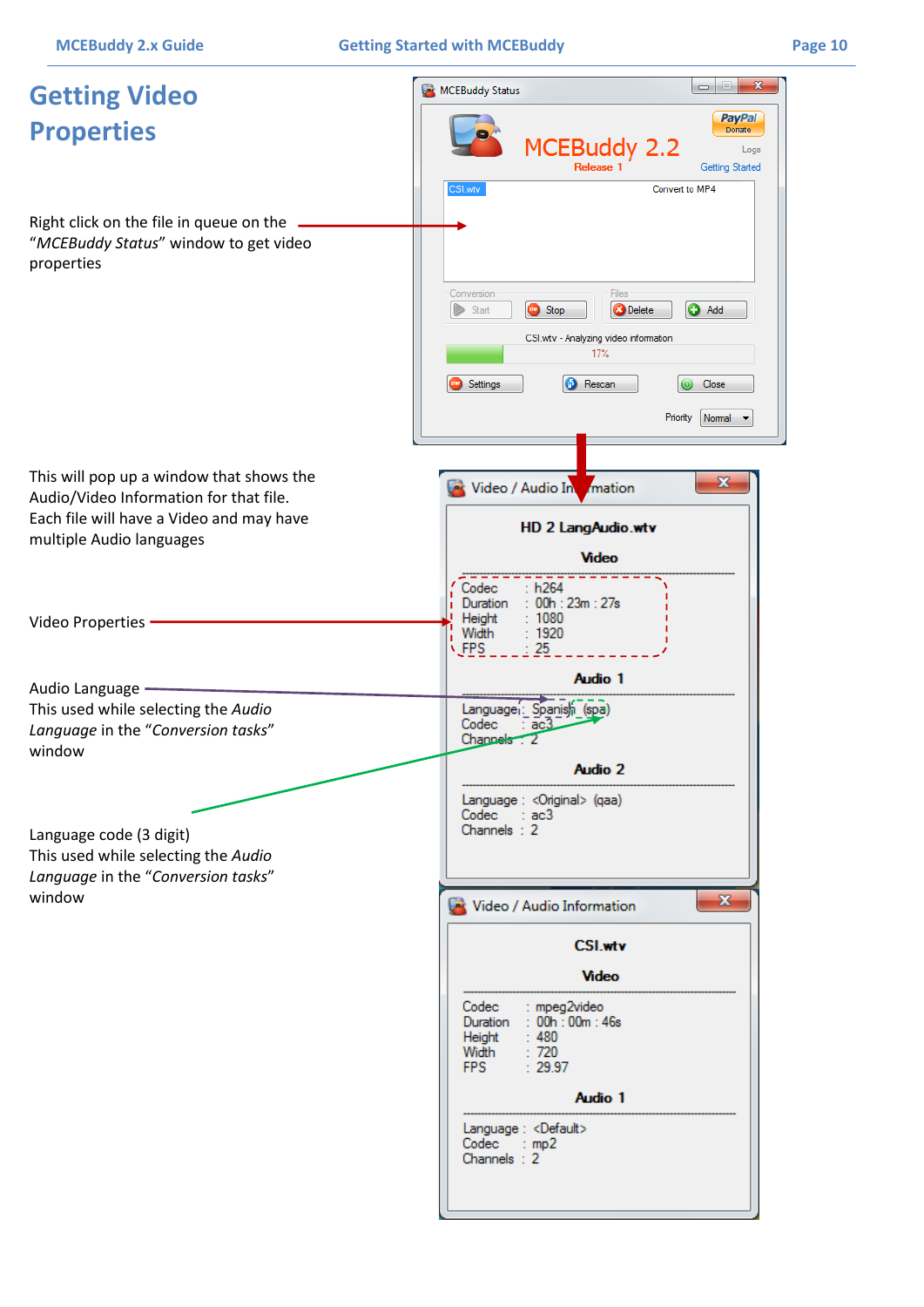# Getting Video Properties

Right click on the file in queue on the "*MCEBuddy Status*" window to get video properties

This will pop up a window that shows the Audio/Video Information for that file. Each file will have a Video and may have multiple Audio languages

Video Properties

Audio Language
This used while selecting the *Audio Language* in the "*Conversion tasks*" window

Language code (3 digit)
This used while selecting the *Audio Language* in the "*Conversion tasks*" window